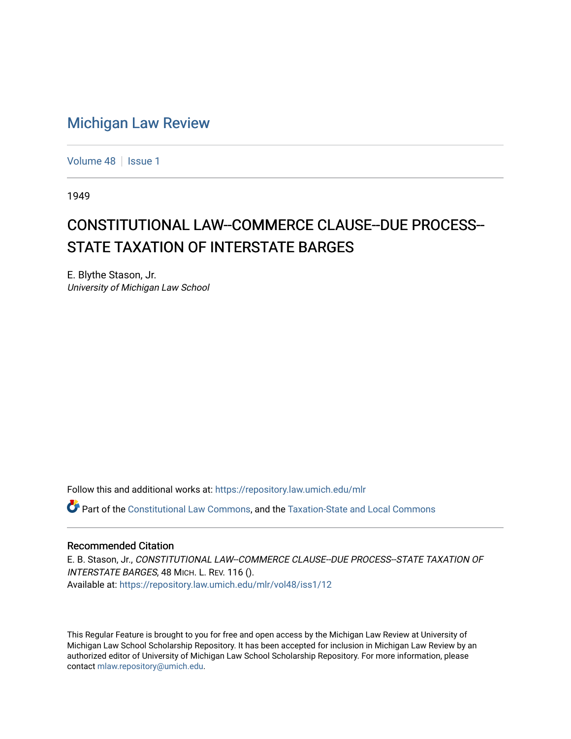# Michigan Law Review

Volume 48 | Issue 1

1949

## CONSTITUTIONAL LAW--COMMERCE CLAUSE--DUE PROCESS--STATE TAXATION OF INTERSTATE BARGES

E. Blythe Stason, Jr.
*University of Michigan Law School*

Follow this and additional works at: https://repository.law.umich.edu/mlr

Part of the Constitutional Law Commons, and the Taxation-State and Local Commons

### Recommended Citation

E. B. Stason, Jr., *CONSTITUTIONAL LAW--COMMERCE CLAUSE--DUE PROCESS--STATE TAXATION OF INTERSTATE BARGES*, 48 MICH. L. REV. 116 ().
Available at: https://repository.law.umich.edu/mlr/vol48/iss1/12

This Regular Feature is brought to you for free and open access by the Michigan Law Review at University of Michigan Law School Scholarship Repository. It has been accepted for inclusion in Michigan Law Review by an authorized editor of University of Michigan Law School Scholarship Repository. For more information, please contact mlaw.repository@umich.edu.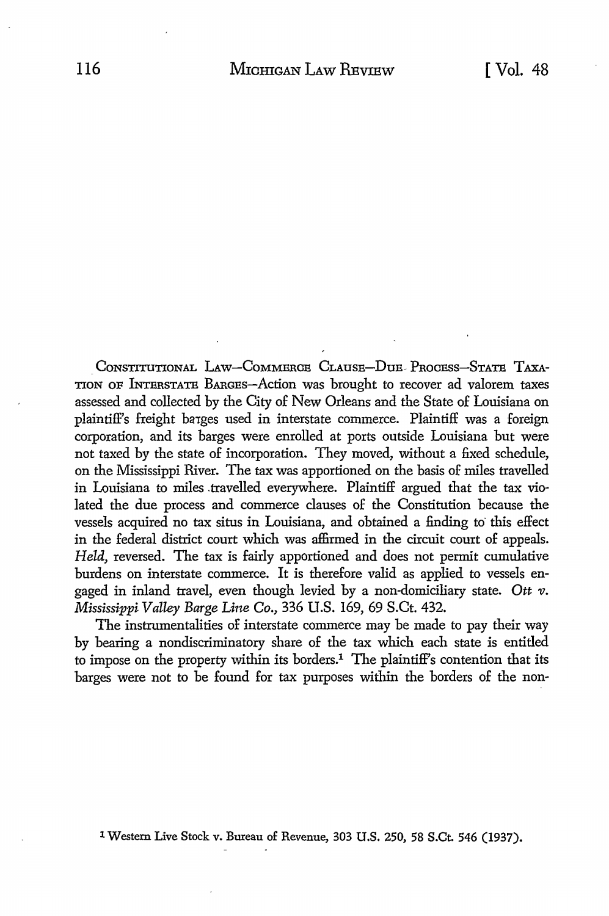CONSTITUTIONAL LAW—COMMERCE CLAUSE—DUE PROCESS—STATE TAXATION OF INTERSTATE BARGES—Action was brought to recover ad valorem taxes assessed and collected by the City of New Orleans and the State of Louisiana on plaintiff's freight barges used in interstate commerce. Plaintiff was a foreign corporation, and its barges were enrolled at ports outside Louisiana but were not taxed by the state of incorporation. They moved, without a fixed schedule, on the Mississippi River. The tax was apportioned on the basis of miles travelled in Louisiana to miles travelled everywhere. Plaintiff argued that the tax violated the due process and commerce clauses of the Constitution because the vessels acquired no tax situs in Louisiana, and obtained a finding to this effect in the federal district court which was affirmed in the circuit court of appeals. *Held,* reversed. The tax is fairly apportioned and does not permit cumulative burdens on interstate commerce. It is therefore valid as applied to vessels engaged in inland travel, even though levied by a non-domiciliary state. *Ott v. Mississippi Valley Barge Line Co.,* 336 U.S. 169, 69 S.Ct. 432.

The instrumentalities of interstate commerce may be made to pay their way by bearing a nondiscriminatory share of the tax which each state is entitled to impose on the property within its borders.[1] The plaintiff's contention that its barges were not to be found for tax purposes within the borders of the non-

[1] Western Live Stock v. Bureau of Revenue, 303 U.S. 250, 58 S.Ct. 546 (1937).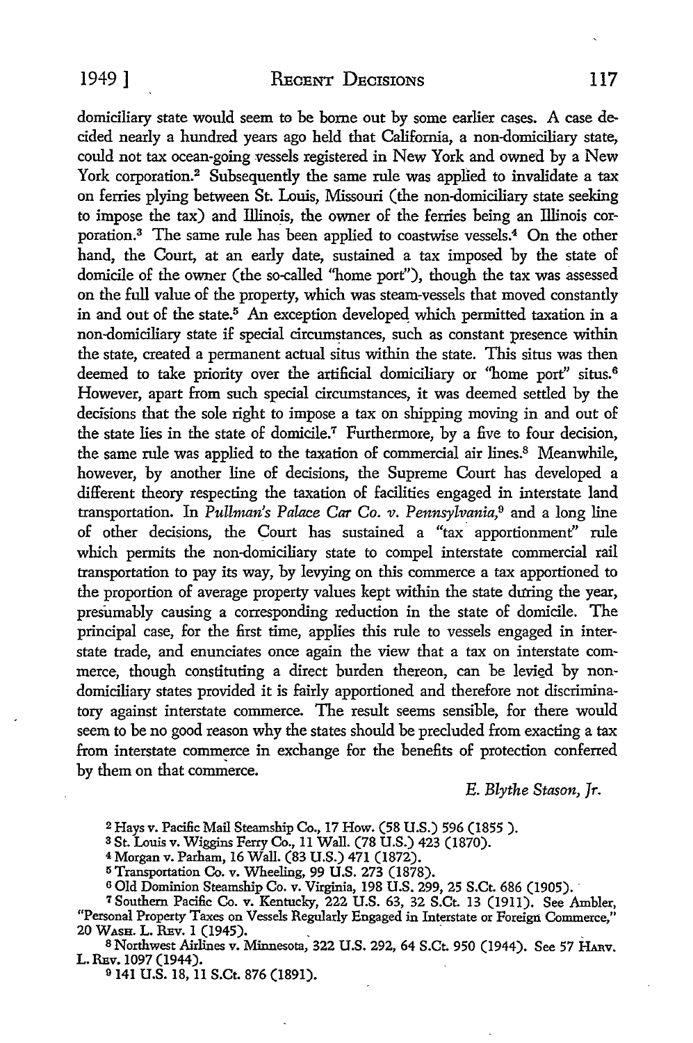domiciliary state would seem to be borne out by some earlier cases. A case decided nearly a hundred years ago held that California, a non-domiciliary state, could not tax ocean-going vessels registered in New York and owned by a New York corporation.[2] Subsequently the same rule was applied to invalidate a tax on ferries plying between St. Louis, Missouri (the non-domiciliary state seeking to impose the tax) and Illinois, the owner of the ferries being an Illinois corporation.[3] The same rule has been applied to coastwise vessels.[4] On the other hand, the Court, at an early date, sustained a tax imposed by the state of domicile of the owner (the so-called "home port"), though the tax was assessed on the full value of the property, which was steam-vessels that moved constantly in and out of the state.[5] An exception developed which permitted taxation in a non-domiciliary state if special circumstances, such as constant presence within the state, created a permanent actual situs within the state. This situs was then deemed to take priority over the artificial domiciliary or "home port" situs.[6] However, apart from such special circumstances, it was deemed settled by the decisions that the sole right to impose a tax on shipping moving in and out of the state lies in the state of domicile.[7] Furthermore, by a five to four decision, the same rule was applied to the taxation of commercial air lines.[8] Meanwhile, however, by another line of decisions, the Supreme Court has developed a different theory respecting the taxation of facilities engaged in interstate land transportation. In *Pullman's Palace Car Co. v. Pennsylvania*,[9] and a long line of other decisions, the Court has sustained a "tax apportionment" rule which permits the non-domiciliary state to compel interstate commercial rail transportation to pay its way, by levying on this commerce a tax apportioned to the proportion of average property values kept within the state during the year, presumably causing a corresponding reduction in the state of domicile. The principal case, for the first time, applies this rule to vessels engaged in interstate trade, and enunciates once again the view that a tax on interstate commerce, though constituting a direct burden thereon, can be levied by non-domiciliary states provided it is fairly apportioned and therefore not discriminatory against interstate commerce. The result seems sensible, for there would seem to be no good reason why the states should be precluded from exacting a tax from interstate commerce in exchange for the benefits of protection conferred by them on that commerce.

*E. Blythe Stason, Jr.*

[2] Hays v. Pacific Mail Steamship Co., 17 How. (58 U.S.) 596 (1855).

[3] St. Louis v. Wiggins Ferry Co., 11 Wall. (78 U.S.) 423 (1870).

[4] Morgan v. Parham, 16 Wall. (83 U.S.) 471 (1872).

[5] Transportation Co. v. Wheeling, 99 U.S. 273 (1878).

[6] Old Dominion Steamship Co. v. Virginia, 198 U.S. 299, 25 S.Ct. 686 (1905).

[7] Southern Pacific Co. v. Kentucky, 222 U.S. 63, 32 S.Ct. 13 (1911). See Ambler, "Personal Property Taxes on Vessels Regularly Engaged in Interstate or Foreign Commerce," 20 WASH. L. REV. 1 (1945).

[8] Northwest Airlines v. Minnesota, 322 U.S. 292, 64 S.Ct. 950 (1944). See 57 HARV. L. REV. 1097 (1944).

[9] 141 U.S. 18, 11 S.Ct. 876 (1891).